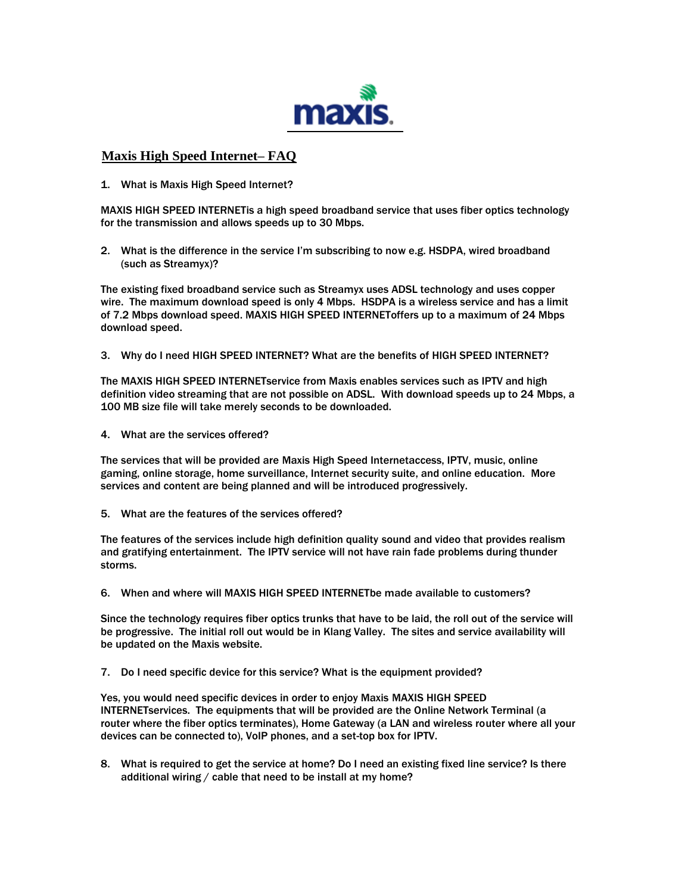# Maxis High Speed Internet– FAQ

1. What is Maxis High Speed Internet?

MAXIS HIGH SPEED INTERNETis a high speed broadband service that uses fiber optics technology for the transmission and allows speeds up to 30 Mbps.

2. What is the difference in the service I'm subscribing to now e.g. HSDPA, wired broadband (such as Streamyx)?

The existing fixed broadband service such as Streamyx uses ADSL technology and uses copper wire. The maximum download speed is only 4 Mbps. HSDPA is a wireless service and has a limit of 7.2 Mbps download speed. MAXIS HIGH SPEED INTERNEToffers up to a maximum of 24 Mbps download speed.

3. Why do I need HIGH SPEED INTERNET? What are the benefits of HIGH SPEED INTERNET?

The MAXIS HIGH SPEED INTERNETservice from Maxis enables services such as IPTV and high definition video streaming that are not possible on ADSL. With download speeds up to 24 Mbps, a 100 MB size file will take merely seconds to be downloaded.

4. What are the services offered?

The services that will be provided are Maxis High Speed Internetaccess, IPTV, music, online gaming, online storage, home surveillance, Internet security suite, and online education. More services and content are being planned and will be introduced progressively.

5. What are the features of the services offered?

The features of the services include high definition quality sound and video that provides realism and gratifying entertainment. The IPTV service will not have rain fade problems during thunder storms.

6. When and where will MAXIS HIGH SPEED INTERNETbe made available to customers?

Since the technology requires fiber optics trunks that have to be laid, the roll out of the service will be progressive. The initial roll out would be in Klang Valley. The sites and service availability will be updated on the Maxis website.

7. Do I need specific device for this service? What is the equipment provided?

Yes, you would need specific devices in order to enjoy Maxis MAXIS HIGH SPEED INTERNETservices. The equipments that will be provided are the Online Network Terminal (a router where the fiber optics terminates), Home Gateway (a LAN and wireless router where all your devices can be connected to), VoIP phones, and a set-top box for IPTV.

8. What is required to get the service at home? Do I need an existing fixed line service? Is there additional wiring / cable that need to be install at my home?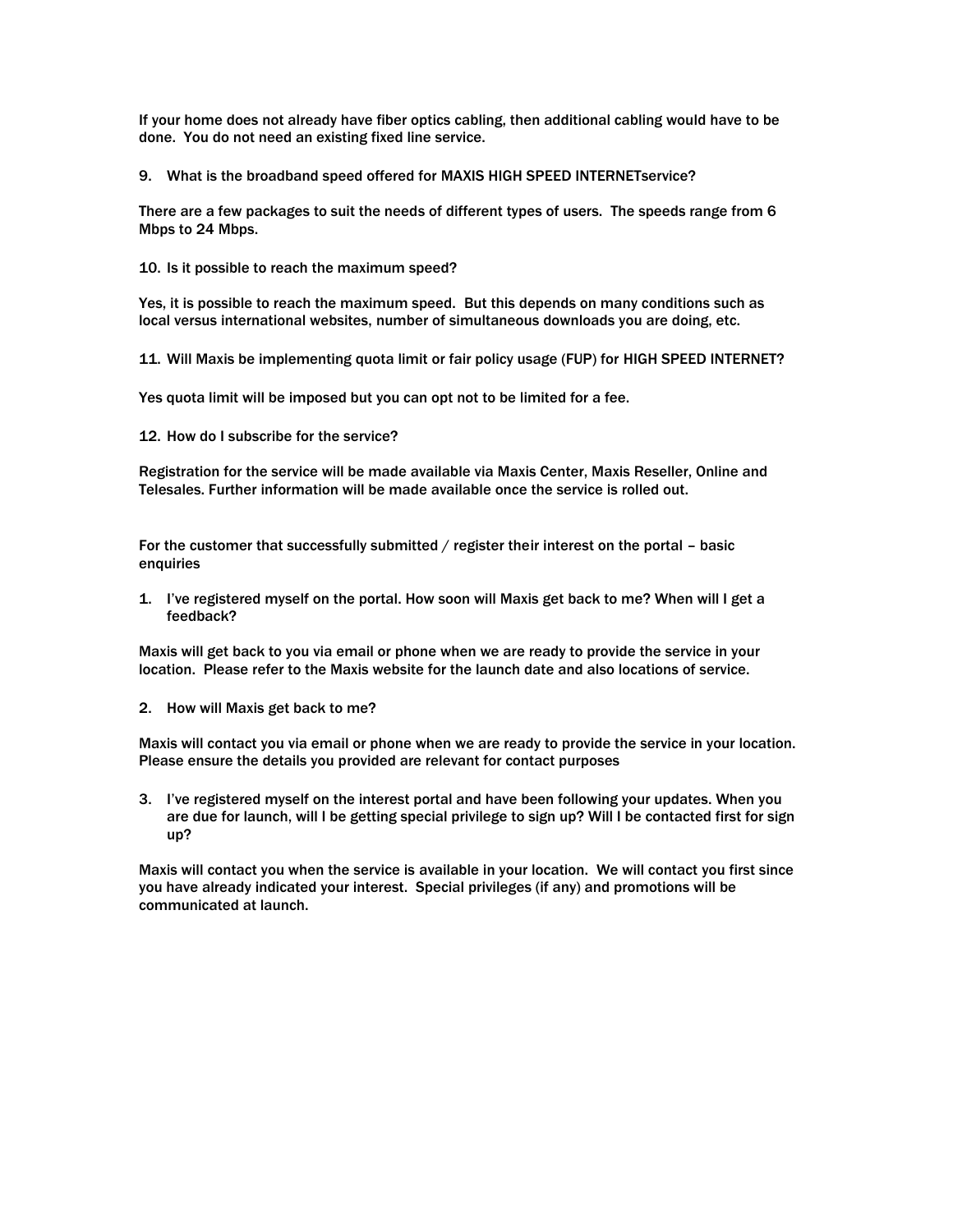If your home does not already have fiber optics cabling, then additional cabling would have to be done. You do not need an existing fixed line service.

9. What is the broadband speed offered for MAXIS HIGH SPEED INTERNETservice?

There are a few packages to suit the needs of different types of users. The speeds range from 6 Mbps to 24 Mbps.

10. Is it possible to reach the maximum speed?

Yes, it is possible to reach the maximum speed. But this depends on many conditions such as local versus international websites, number of simultaneous downloads you are doing, etc.

11. Will Maxis be implementing quota limit or fair policy usage (FUP) for HIGH SPEED INTERNET?

Yes quota limit will be imposed but you can opt not to be limited for a fee.

12. How do I subscribe for the service?

Registration for the service will be made available via Maxis Center, Maxis Reseller, Online and Telesales. Further information will be made available once the service is rolled out.

For the customer that successfully submitted / register their interest on the portal – basic enquiries

1. I've registered myself on the portal. How soon will Maxis get back to me? When will I get a feedback?

Maxis will get back to you via email or phone when we are ready to provide the service in your location. Please refer to the Maxis website for the launch date and also locations of service.

2. How will Maxis get back to me?

Maxis will contact you via email or phone when we are ready to provide the service in your location. Please ensure the details you provided are relevant for contact purposes

3. I've registered myself on the interest portal and have been following your updates. When you are due for launch, will I be getting special privilege to sign up? Will I be contacted first for sign up?

Maxis will contact you when the service is available in your location. We will contact you first since you have already indicated your interest. Special privileges (if any) and promotions will be communicated at launch.